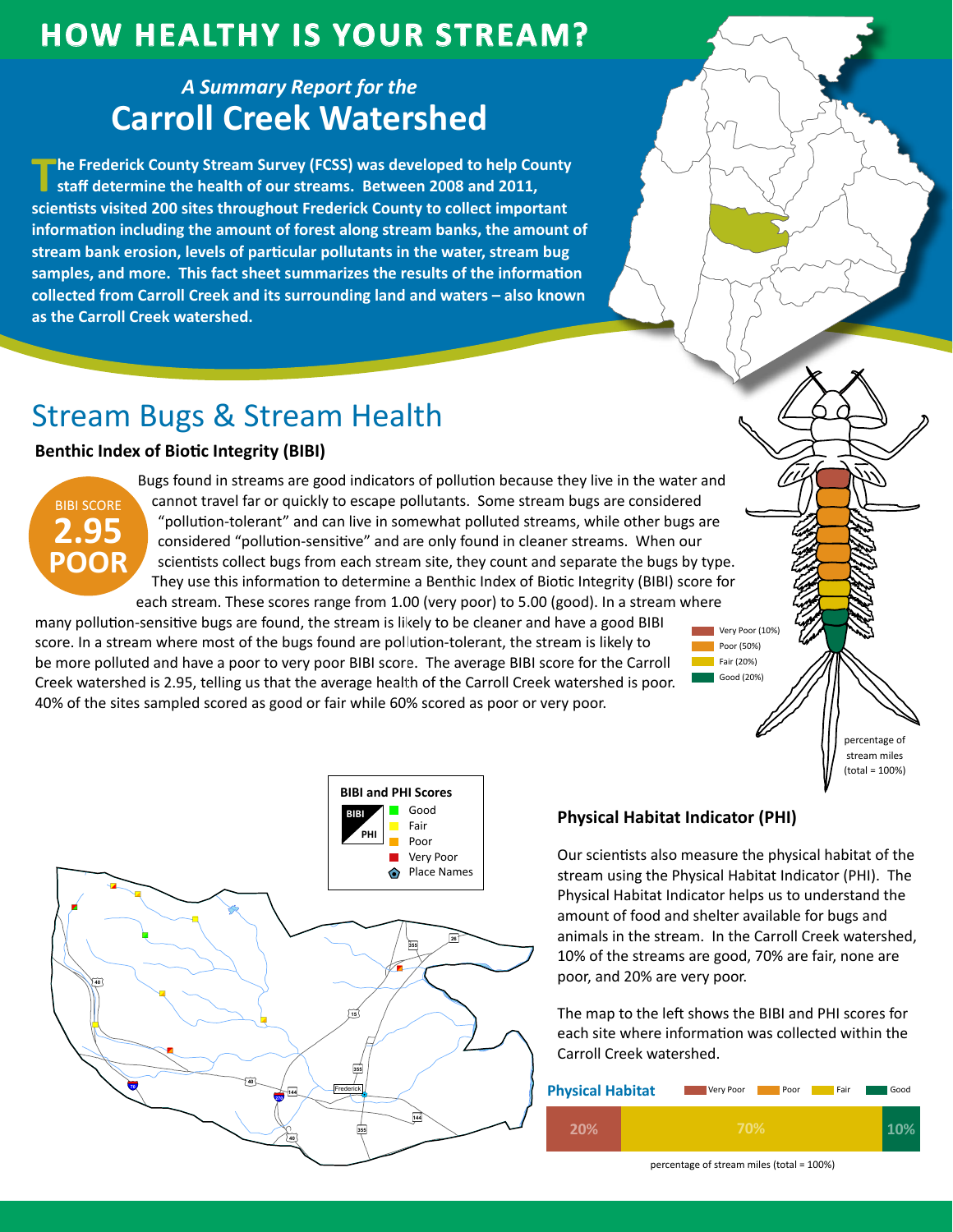# HOW HEALTHY IS YOUR STREAM?

*A Summary Report for the*

## Carroll Creek Watershed

**The Frederick County Stream Survey (FCSS) was developed to help County staff determine the health of our streams. Between 2008 and 2011, scientists visited 200 sites throughout Frederick County to collect important information including the amount of forest along stream banks, the amount of stream bank erosion, levels of particular pollutants in the water, stream bug samples, and more. This fact sheet summarizes the results of the information collected from Carroll Creek and its surrounding land and waters – also known as the Carroll Creek watershed.**

## Stream Bugs & Stream Health

### Benthic Index of Biotic Integrity (BIBI)

BIBI SCORE
**2.95**
**POOR**

Bugs found in streams are good indicators of pollution because they live in the water and cannot travel far or quickly to escape pollutants. Some stream bugs are considered "pollution-tolerant" and can live in somewhat polluted streams, while other bugs are considered "pollution-sensitive" and are only found in cleaner streams. When our scientists collect bugs from each stream site, they count and separate the bugs by type. They use this information to determine a Benthic Index of Biotic Integrity (BIBI) score for each stream. These scores range from 1.00 (very poor) to 5.00 (good). In a stream where many pollution-sensitive bugs are found, the stream is likely to be cleaner and have a good BIBI score. In a stream where most of the bugs found are pollution-tolerant, the stream is likely to be more polluted and have a poor to very poor BIBI score. The average BIBI score for the Carroll Creek watershed is 2.95, telling us that the average health of the Carroll Creek watershed is poor. 40% of the sites sampled scored as good or fair while 60% scored as poor or very poor.

- Very Poor (10%)
- Poor (50%)
- Fair (20%)
- Good (20%)

percentage of stream miles (total = 100%)

**BIBI and PHI Scores**

- Good
- Fair
- Poor
- Very Poor
- Place Names

### Physical Habitat Indicator (PHI)

Our scientists also measure the physical habitat of the stream using the Physical Habitat Indicator (PHI). The Physical Habitat Indicator helps us to understand the amount of food and shelter available for bugs and animals in the stream. In the Carroll Creek watershed, 10% of the streams are good, 70% are fair, none are poor, and 20% are very poor.

The map to the left shows the BIBI and PHI scores for each site where information was collected within the Carroll Creek watershed.

**Physical Habitat**

| Very Poor | Poor | Fair | Good |
|---|---|---|---|
| 20% | | 70% | 10% |

percentage of stream miles (total = 100%)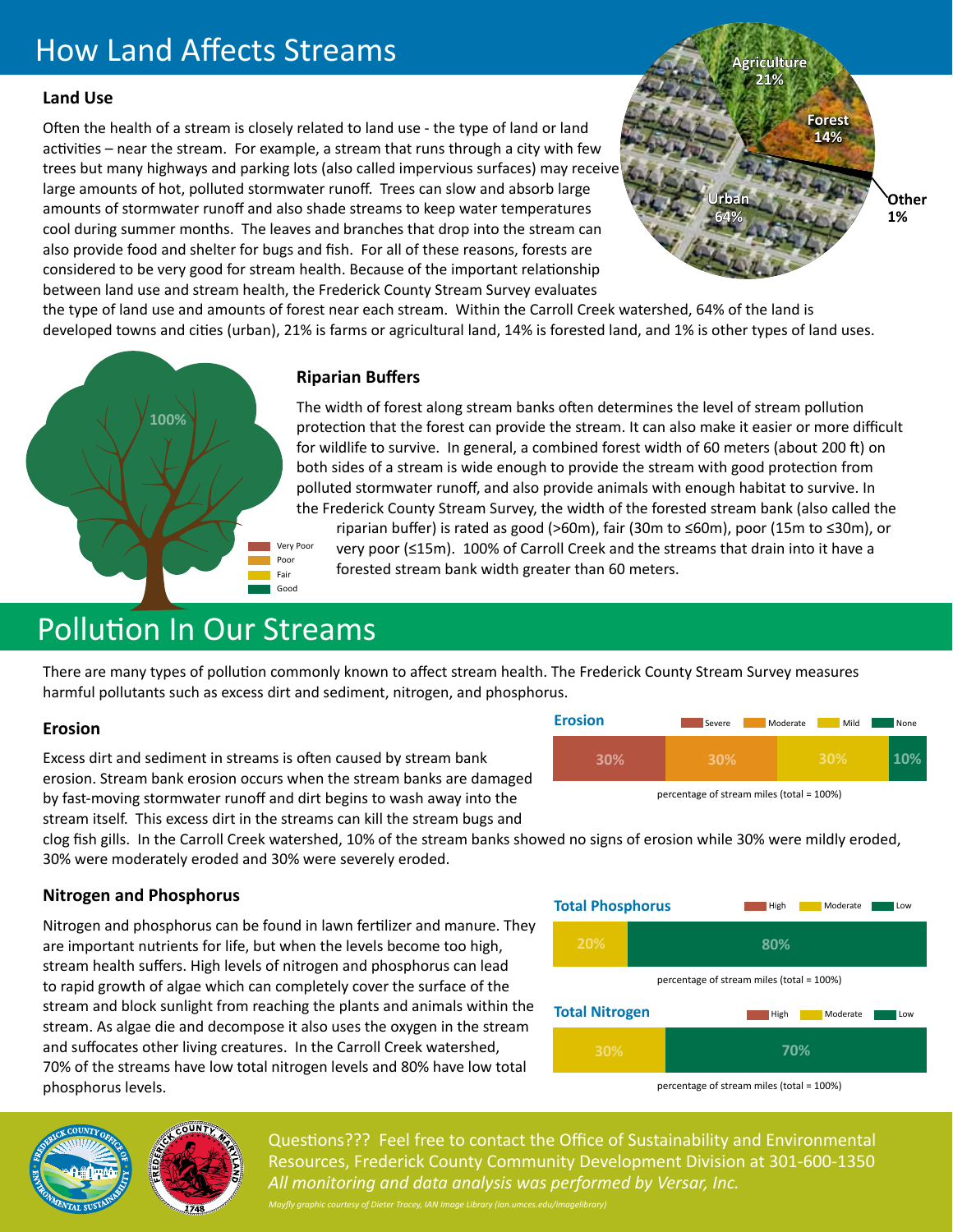# How Land Affects Streams

### Land Use

Often the health of a stream is closely related to land use - the type of land or land activities – near the stream. For example, a stream that runs through a city with few trees but many highways and parking lots (also called impervious surfaces) may receive large amounts of hot, polluted stormwater runoff. Trees can slow and absorb large amounts of stormwater runoff and also shade streams to keep water temperatures cool during summer months. The leaves and branches that drop into the stream can also provide food and shelter for bugs and fish. For all of these reasons, forests are considered to be very good for stream health. Because of the important relationship between land use and stream health, the Frederick County Stream Survey evaluates the type of land use and amounts of forest near each stream. Within the Carroll Creek watershed, 64% of the land is developed towns and cities (urban), 21% is farms or agricultural land, 14% is forested land, and 1% is other types of land uses.

Agriculture 21%
Forest 14%
Other 1%
Urban 64%

### Riparian Buffers

100%

Very Poor
Poor
Fair
Good

The width of forest along stream banks often determines the level of stream pollution protection that the forest can provide the stream. It can also make it easier or more difficult for wildlife to survive. In general, a combined forest width of 60 meters (about 200 ft) on both sides of a stream is wide enough to provide the stream with good protection from polluted stormwater runoff, and also provide animals with enough habitat to survive. In the Frederick County Stream Survey, the width of the forested stream bank (also called the riparian buffer) is rated as good (>60m), fair (30m to ≤60m), poor (15m to ≤30m), or very poor (≤15m). 100% of Carroll Creek and the streams that drain into it have a forested stream bank width greater than 60 meters.

# Pollution In Our Streams

There are many types of pollution commonly known to affect stream health. The Frederick County Stream Survey measures harmful pollutants such as excess dirt and sediment, nitrogen, and phosphorus.

### Erosion

Excess dirt and sediment in streams is often caused by stream bank erosion. Stream bank erosion occurs when the stream banks are damaged by fast-moving stormwater runoff and dirt begins to wash away into the stream itself. This excess dirt in the streams can kill the stream bugs and clog fish gills. In the Carroll Creek watershed, 10% of the stream banks showed no signs of erosion while 30% were mildly eroded, 30% were moderately eroded and 30% were severely eroded.

**Erosion**

Severe
Moderate
Mild
None

30%
30%
30%
10%

percentage of stream miles (total = 100%)

### Nitrogen and Phosphorus

Nitrogen and phosphorus can be found in lawn fertilizer and manure. They are important nutrients for life, but when the levels become too high, stream health suffers. High levels of nitrogen and phosphorus can lead to rapid growth of algae which can completely cover the surface of the stream and block sunlight from reaching the plants and animals within the stream. As algae die and decompose it also uses the oxygen in the stream and suffocates other living creatures. In the Carroll Creek watershed, 70% of the streams have low total nitrogen levels and 80% have low total phosphorus levels.

**Total Phosphorus**

High
Moderate
Low

20%
80%

percentage of stream miles (total = 100%)

**Total Nitrogen**

High
Moderate
Low

30%
70%

percentage of stream miles (total = 100%)

Questions??? Feel free to contact the Office of Sustainability and Environmental Resources, Frederick County Community Development Division at 301-600-1350

*All monitoring and data analysis was performed by Versar, Inc.*

*Mayfly graphic courtesy of Dieter Tracey, IAN Image Library (ian.umces.edu/imagelibrary)*